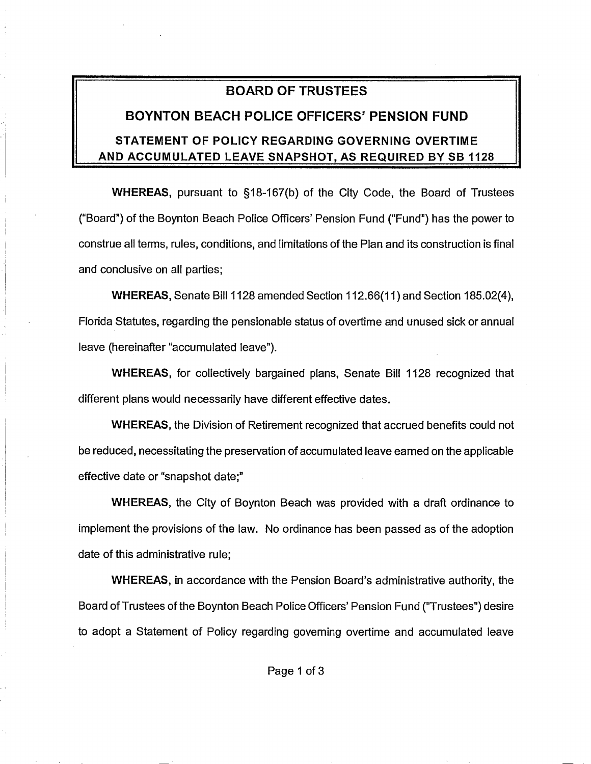# BOARD OF TRUSTEES

## BOYNTON BEACH POLICE OFFICERS' PENSION FUND

### STATEMENT OF POLICY REGARDING GOVERNING OVERTIME AND ACCUMULATED LEAVE SNAPSHOT, AS REQUIRED BY SB 1128

**WHEREAS**, pursuant to §18-167(b) of the City Code, the Board of Trustees ("Board") of the Boynton Beach Police Officers' Pension Fund ("Fund") has the power to construe all terms, rules, conditions, and limitations of the Plan and its construction is final and conclusive on all parties;

**WHEREAS**, Senate Bill 1128 amended Section 112.66(11) and Section 185.02(4), Florida Statutes, regarding the pensionable status of overtime and unused sick or annual leave (hereinafter "accumulated leave").

**WHEREAS**, for collectively bargained plans, Senate Bill 1128 recognized that different plans would necessarily have different effective dates.

**WHEREAS**, the Division of Retirement recognized that accrued benefits could not be reduced, necessitating the preservation of accumulated leave earned on the applicable effective date or "snapshot date;"

**WHEREAS**, the City of Boynton Beach was provided with a draft ordinance to implement the provisions of the law. No ordinance has been passed as of the adoption date of this administrative rule;

**WHEREAS**, in accordance with the Pension Board's administrative authority, the Board of Trustees of the Boynton Beach Police Officers' Pension Fund ("Trustees") desire to adopt a Statement of Policy regarding governing overtime and accumulated leave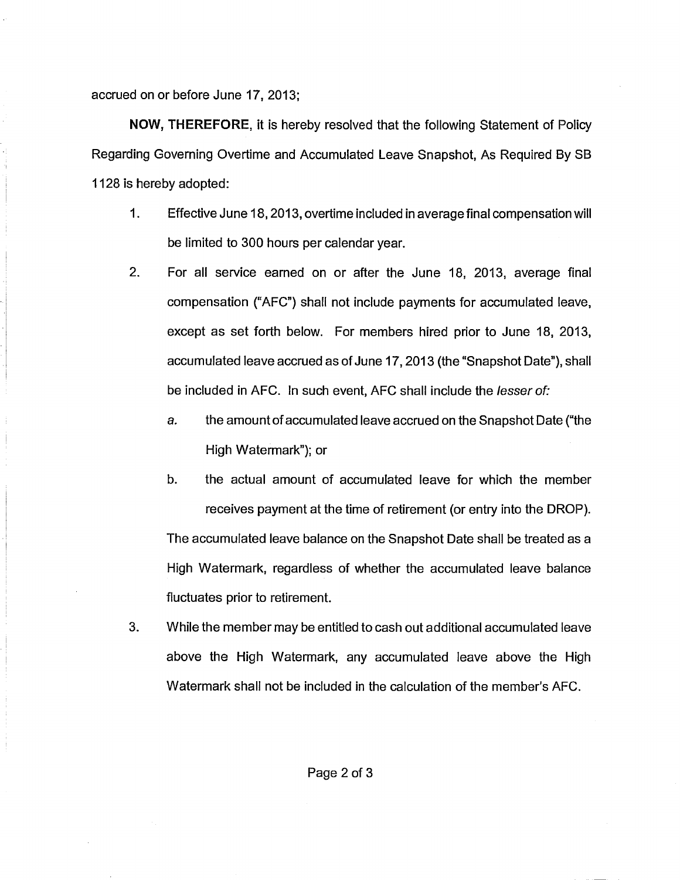accrued on or before June 17, 2013;

**NOW, THEREFORE**, it is hereby resolved that the following Statement of Policy Regarding Governing Overtime and Accumulated Leave Snapshot, As Required By SB 1128 is hereby adopted:

1. Effective June 18, 2013, overtime included in average final compensation will be limited to 300 hours per calendar year.

2. For all service earned on or after the June 18, 2013, average final compensation ("AFC") shall not include payments for accumulated leave, except as set forth below. For members hired prior to June 18, 2013, accumulated leave accrued as of June 17, 2013 (the "Snapshot Date"), shall be included in AFC. In such event, AFC shall include the *lesser of:*

   a. the amount of accumulated leave accrued on the Snapshot Date ("the High Watermark"); or

   b. the actual amount of accumulated leave for which the member receives payment at the time of retirement (or entry into the DROP).

   The accumulated leave balance on the Snapshot Date shall be treated as a High Watermark, regardless of whether the accumulated leave balance fluctuates prior to retirement.

3. While the member may be entitled to cash out additional accumulated leave above the High Watermark, any accumulated leave above the High Watermark shall not be included in the calculation of the member's AFC.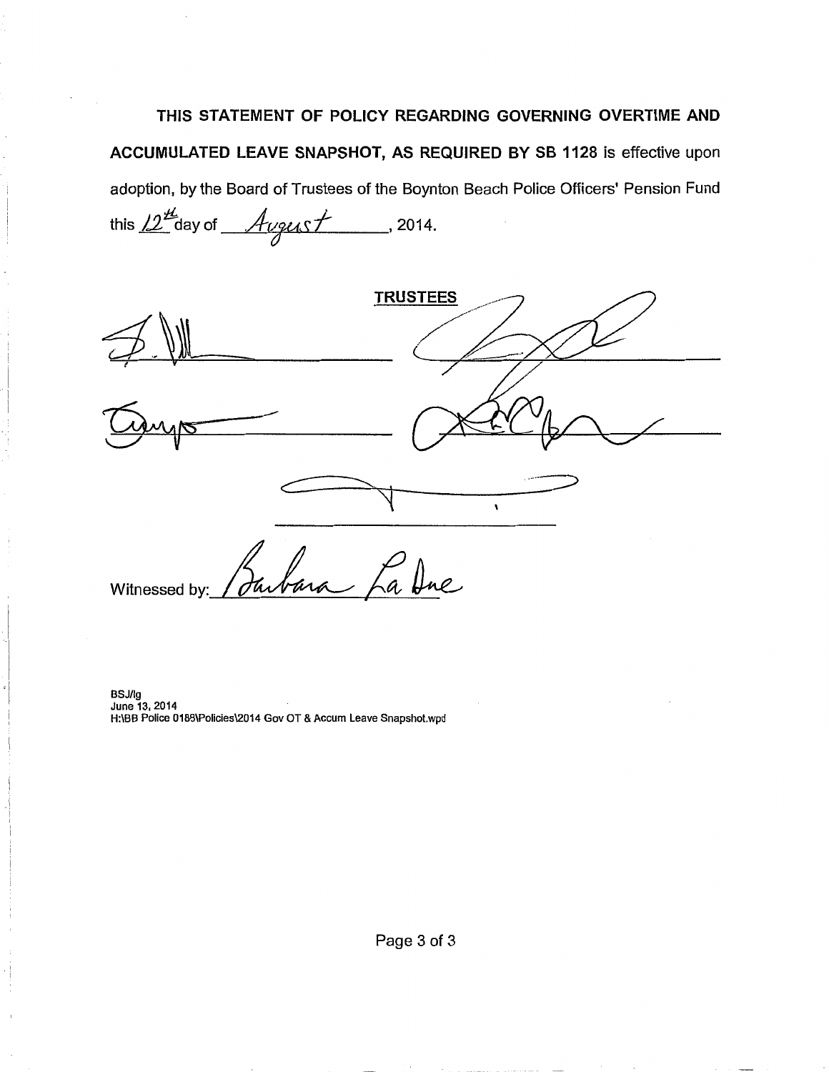**THIS STATEMENT OF POLICY REGARDING GOVERNING OVERTIME AND ACCUMULATED LEAVE SNAPSHOT, AS REQUIRED BY SB 1128** is effective upon adoption, by the Board of Trustees of the Boynton Beach Police Officers' Pension Fund this 12th day of August, 2014.

**TRUSTEES**

_______________________ _______________________

_______________________ _______________________

_______________________

Witnessed by: Barbara La Due

BSJ/lg
June 13, 2014
H:\BB Police 0186\Policies\2014 Gov OT & Accum Leave Snapshot.wpd